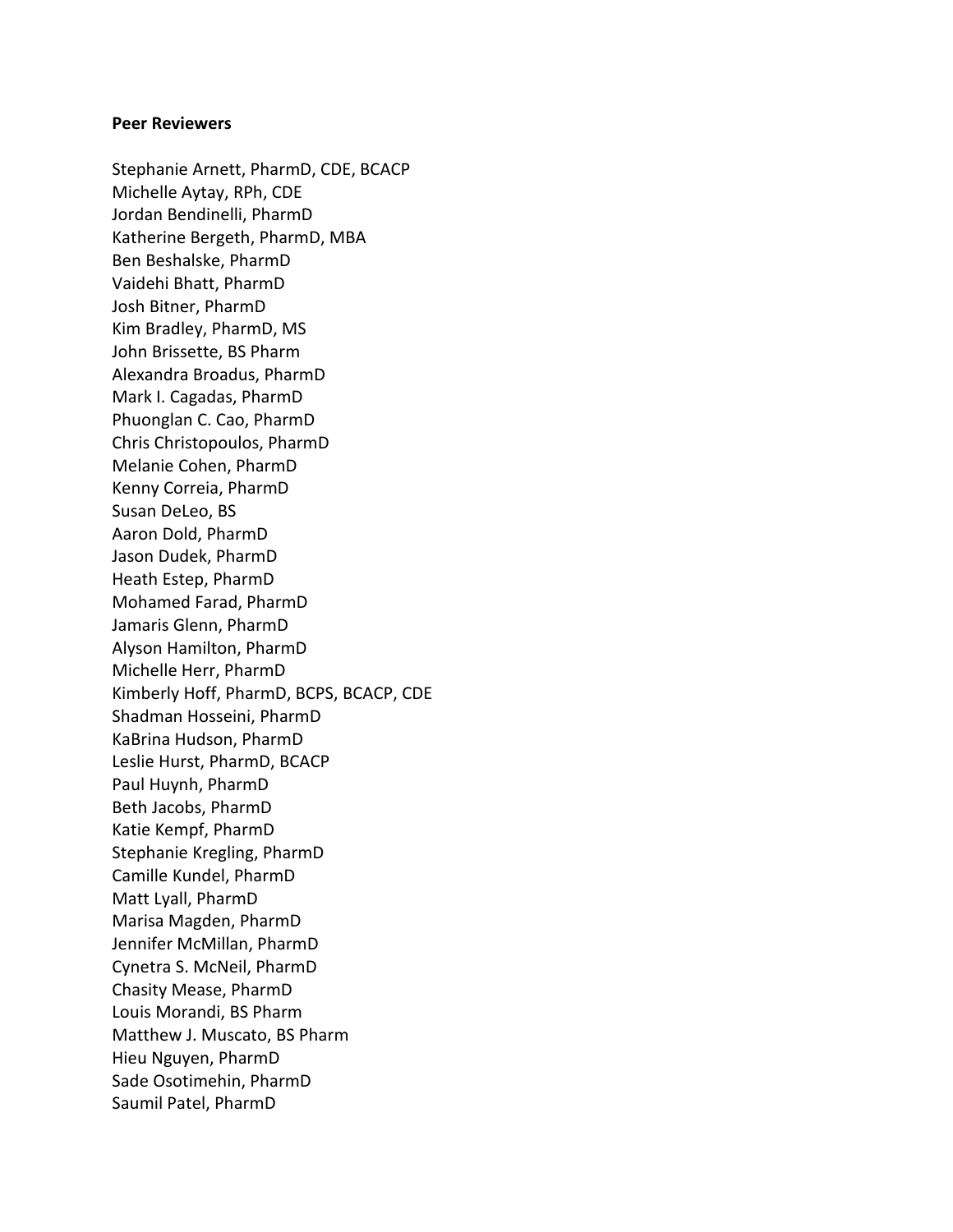**Peer Reviewers**

Stephanie Arnett, PharmD, CDE, BCACP
Michelle Aytay, RPh, CDE
Jordan Bendinelli, PharmD
Katherine Bergeth, PharmD, MBA
Ben Beshalske, PharmD
Vaidehi Bhatt, PharmD
Josh Bitner, PharmD
Kim Bradley, PharmD, MS
John Brissette, BS Pharm
Alexandra Broadus, PharmD
Mark I. Cagadas, PharmD
Phuonglan C. Cao, PharmD
Chris Christopoulos, PharmD
Melanie Cohen, PharmD
Kenny Correia, PharmD
Susan DeLeo, BS
Aaron Dold, PharmD
Jason Dudek, PharmD
Heath Estep, PharmD
Mohamed Farad, PharmD
Jamaris Glenn, PharmD
Alyson Hamilton, PharmD
Michelle Herr, PharmD
Kimberly Hoff, PharmD, BCPS, BCACP, CDE
Shadman Hosseini, PharmD
KaBrina Hudson, PharmD
Leslie Hurst, PharmD, BCACP
Paul Huynh, PharmD
Beth Jacobs, PharmD
Katie Kempf, PharmD
Stephanie Kregling, PharmD
Camille Kundel, PharmD
Matt Lyall, PharmD
Marisa Magden, PharmD
Jennifer McMillan, PharmD
Cynetra S. McNeil, PharmD
Chasity Mease, PharmD
Louis Morandi, BS Pharm
Matthew J. Muscato, BS Pharm
Hieu Nguyen, PharmD
Sade Osotimehin, PharmD
Saumil Patel, PharmD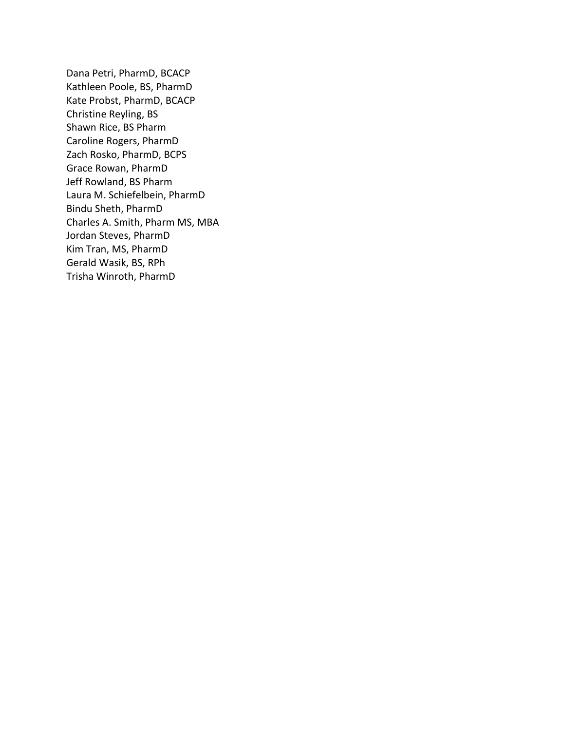Dana Petri, PharmD, BCACP
Kathleen Poole, BS, PharmD
Kate Probst, PharmD, BCACP
Christine Reyling, BS
Shawn Rice, BS Pharm
Caroline Rogers, PharmD
Zach Rosko, PharmD, BCPS
Grace Rowan, PharmD
Jeff Rowland, BS Pharm
Laura M. Schiefelbein, PharmD
Bindu Sheth, PharmD
Charles A. Smith, Pharm MS, MBA
Jordan Steves, PharmD
Kim Tran, MS, PharmD
Gerald Wasik, BS, RPh
Trisha Winroth, PharmD